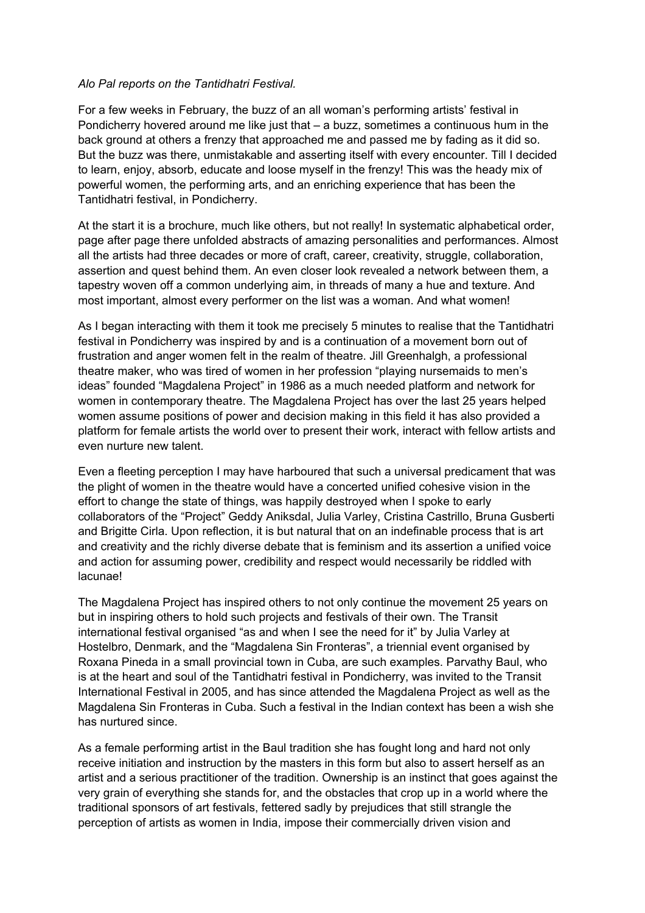*Alo Pal reports on the Tantidhatri Festival.*

For a few weeks in February, the buzz of an all woman's performing artists' festival in Pondicherry hovered around me like just that – a buzz, sometimes a continuous hum in the back ground at others a frenzy that approached me and passed me by fading as it did so. But the buzz was there, unmistakable and asserting itself with every encounter. Till I decided to learn, enjoy, absorb, educate and loose myself in the frenzy! This was the heady mix of powerful women, the performing arts, and an enriching experience that has been the Tantidhatri festival, in Pondicherry.

At the start it is a brochure, much like others, but not really! In systematic alphabetical order, page after page there unfolded abstracts of amazing personalities and performances. Almost all the artists had three decades or more of craft, career, creativity, struggle, collaboration, assertion and quest behind them. An even closer look revealed a network between them, a tapestry woven off a common underlying aim, in threads of many a hue and texture. And most important, almost every performer on the list was a woman. And what women!

As I began interacting with them it took me precisely 5 minutes to realise that the Tantidhatri festival in Pondicherry was inspired by and is a continuation of a movement born out of frustration and anger women felt in the realm of theatre. Jill Greenhalgh, a professional theatre maker, who was tired of women in her profession "playing nursemaids to men's ideas" founded "Magdalena Project" in 1986 as a much needed platform and network for women in contemporary theatre. The Magdalena Project has over the last 25 years helped women assume positions of power and decision making in this field it has also provided a platform for female artists the world over to present their work, interact with fellow artists and even nurture new talent.

Even a fleeting perception I may have harboured that such a universal predicament that was the plight of women in the theatre would have a concerted unified cohesive vision in the effort to change the state of things, was happily destroyed when I spoke to early collaborators of the "Project" Geddy Aniksdal, Julia Varley, Cristina Castrillo, Bruna Gusberti and Brigitte Cirla. Upon reflection, it is but natural that on an indefinable process that is art and creativity and the richly diverse debate that is feminism and its assertion a unified voice and action for assuming power, credibility and respect would necessarily be riddled with lacunae!

The Magdalena Project has inspired others to not only continue the movement 25 years on but in inspiring others to hold such projects and festivals of their own. The Transit international festival organised "as and when I see the need for it" by Julia Varley at Hostelbro, Denmark, and the "Magdalena Sin Fronteras", a triennial event organised by Roxana Pineda in a small provincial town in Cuba, are such examples. Parvathy Baul, who is at the heart and soul of the Tantidhatri festival in Pondicherry, was invited to the Transit International Festival in 2005, and has since attended the Magdalena Project as well as the Magdalena Sin Fronteras in Cuba. Such a festival in the Indian context has been a wish she has nurtured since.

As a female performing artist in the Baul tradition she has fought long and hard not only receive initiation and instruction by the masters in this form but also to assert herself as an artist and a serious practitioner of the tradition. Ownership is an instinct that goes against the very grain of everything she stands for, and the obstacles that crop up in a world where the traditional sponsors of art festivals, fettered sadly by prejudices that still strangle the perception of artists as women in India, impose their commercially driven vision and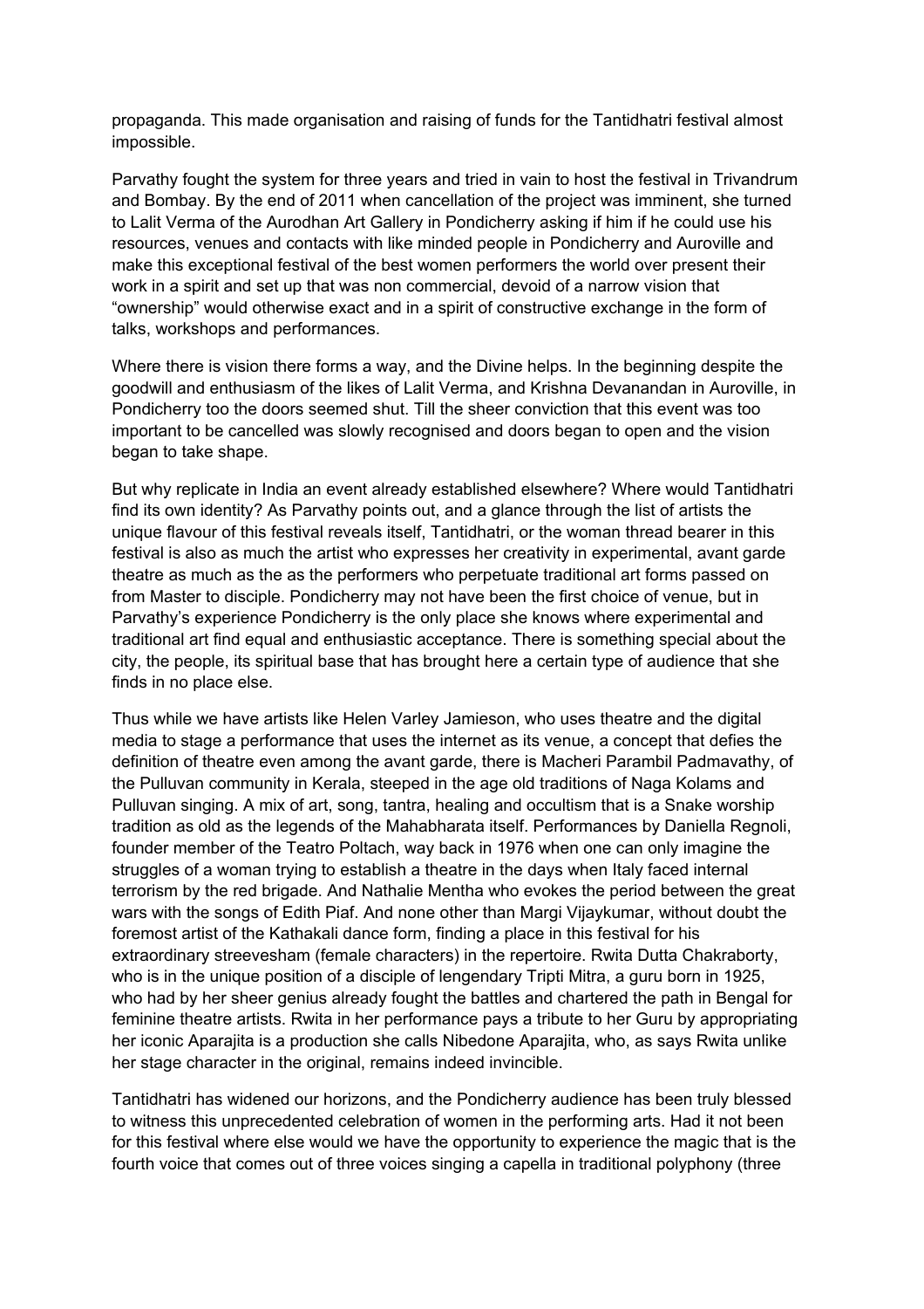propaganda. This made organisation and raising of funds for the Tantidhatri festival almost impossible.

Parvathy fought the system for three years and tried in vain to host the festival in Trivandrum and Bombay. By the end of 2011 when cancellation of the project was imminent, she turned to Lalit Verma of the Aurodhan Art Gallery in Pondicherry asking if him if he could use his resources, venues and contacts with like minded people in Pondicherry and Auroville and make this exceptional festival of the best women performers the world over present their work in a spirit and set up that was non commercial, devoid of a narrow vision that "ownership" would otherwise exact and in a spirit of constructive exchange in the form of talks, workshops and performances.

Where there is vision there forms a way, and the Divine helps. In the beginning despite the goodwill and enthusiasm of the likes of Lalit Verma, and Krishna Devanandan in Auroville, in Pondicherry too the doors seemed shut. Till the sheer conviction that this event was too important to be cancelled was slowly recognised and doors began to open and the vision began to take shape.

But why replicate in India an event already established elsewhere? Where would Tantidhatri find its own identity? As Parvathy points out, and a glance through the list of artists the unique flavour of this festival reveals itself, Tantidhatri, or the woman thread bearer in this festival is also as much the artist who expresses her creativity in experimental, avant garde theatre as much as the as the performers who perpetuate traditional art forms passed on from Master to disciple. Pondicherry may not have been the first choice of venue, but in Parvathy's experience Pondicherry is the only place she knows where experimental and traditional art find equal and enthusiastic acceptance. There is something special about the city, the people, its spiritual base that has brought here a certain type of audience that she finds in no place else.

Thus while we have artists like Helen Varley Jamieson, who uses theatre and the digital media to stage a performance that uses the internet as its venue, a concept that defies the definition of theatre even among the avant garde, there is Macheri Parambil Padmavathy, of the Pulluvan community in Kerala, steeped in the age old traditions of Naga Kolams and Pulluvan singing. A mix of art, song, tantra, healing and occultism that is a Snake worship tradition as old as the legends of the Mahabharata itself. Performances by Daniella Regnoli, founder member of the Teatro Poltach, way back in 1976 when one can only imagine the struggles of a woman trying to establish a theatre in the days when Italy faced internal terrorism by the red brigade. And Nathalie Mentha who evokes the period between the great wars with the songs of Edith Piaf. And none other than Margi Vijaykumar, without doubt the foremost artist of the Kathakali dance form, finding a place in this festival for his extraordinary streevesham (female characters) in the repertoire. Rwita Dutta Chakraborty, who is in the unique position of a disciple of lengendary Tripti Mitra, a guru born in 1925, who had by her sheer genius already fought the battles and chartered the path in Bengal for feminine theatre artists. Rwita in her performance pays a tribute to her Guru by appropriating her iconic Aparajita is a production she calls Nibedone Aparajita, who, as says Rwita unlike her stage character in the original, remains indeed invincible.

Tantidhatri has widened our horizons, and the Pondicherry audience has been truly blessed to witness this unprecedented celebration of women in the performing arts. Had it not been for this festival where else would we have the opportunity to experience the magic that is the fourth voice that comes out of three voices singing a capella in traditional polyphony (three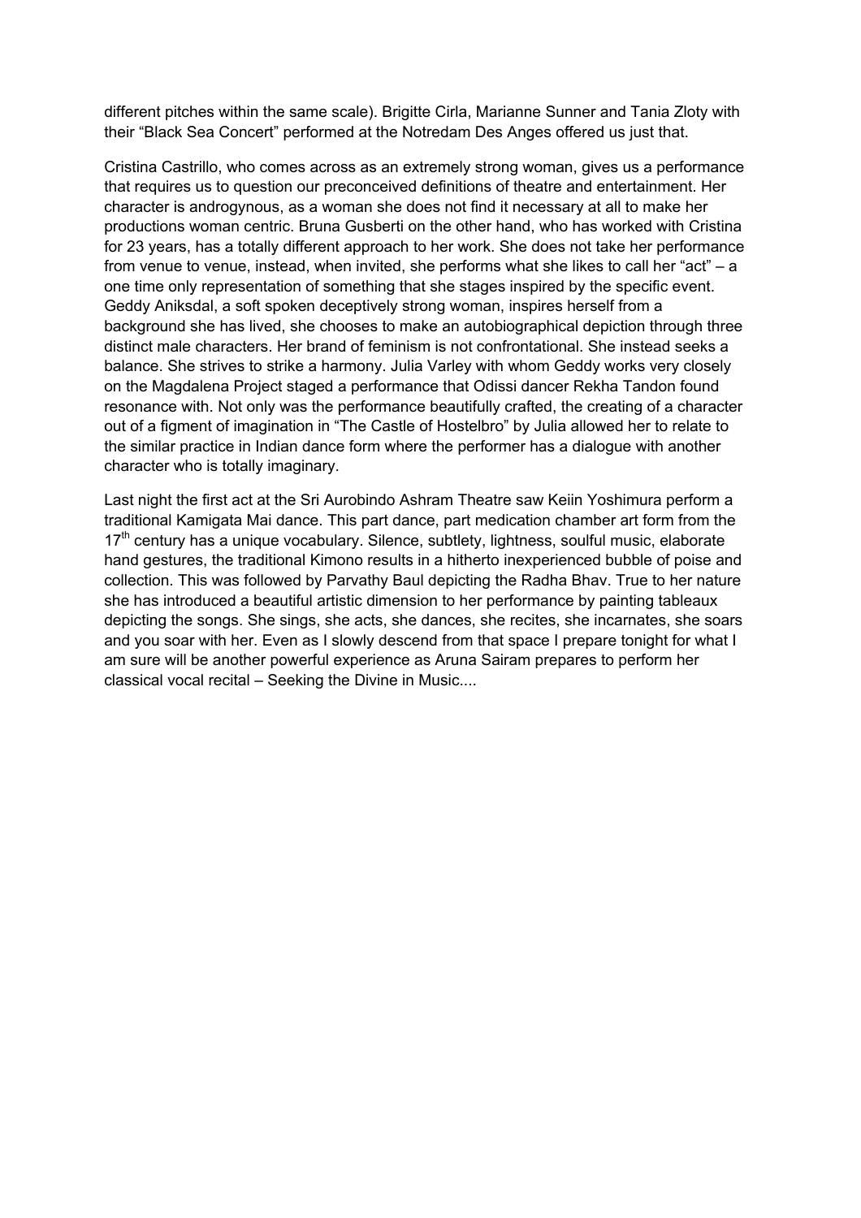different pitches within the same scale). Brigitte Cirla, Marianne Sunner and Tania Zloty with their "Black Sea Concert" performed at the Notredam Des Anges offered us just that.

Cristina Castrillo, who comes across as an extremely strong woman, gives us a performance that requires us to question our preconceived definitions of theatre and entertainment. Her character is androgynous, as a woman she does not find it necessary at all to make her productions woman centric. Bruna Gusberti on the other hand, who has worked with Cristina for 23 years, has a totally different approach to her work. She does not take her performance from venue to venue, instead, when invited, she performs what she likes to call her "act" – a one time only representation of something that she stages inspired by the specific event. Geddy Aniksdal, a soft spoken deceptively strong woman, inspires herself from a background she has lived, she chooses to make an autobiographical depiction through three distinct male characters. Her brand of feminism is not confrontational. She instead seeks a balance. She strives to strike a harmony. Julia Varley with whom Geddy works very closely on the Magdalena Project staged a performance that Odissi dancer Rekha Tandon found resonance with. Not only was the performance beautifully crafted, the creating of a character out of a figment of imagination in "The Castle of Hostelbro" by Julia allowed her to relate to the similar practice in Indian dance form where the performer has a dialogue with another character who is totally imaginary.

Last night the first act at the Sri Aurobindo Ashram Theatre saw Keiin Yoshimura perform a traditional Kamigata Mai dance. This part dance, part medication chamber art form from the 17$^{th}$ century has a unique vocabulary. Silence, subtlety, lightness, soulful music, elaborate hand gestures, the traditional Kimono results in a hitherto inexperienced bubble of poise and collection. This was followed by Parvathy Baul depicting the Radha Bhav. True to her nature she has introduced a beautiful artistic dimension to her performance by painting tableaux depicting the songs. She sings, she acts, she dances, she recites, she incarnates, she soars and you soar with her. Even as I slowly descend from that space I prepare tonight for what I am sure will be another powerful experience as Aruna Sairam prepares to perform her classical vocal recital – Seeking the Divine in Music....